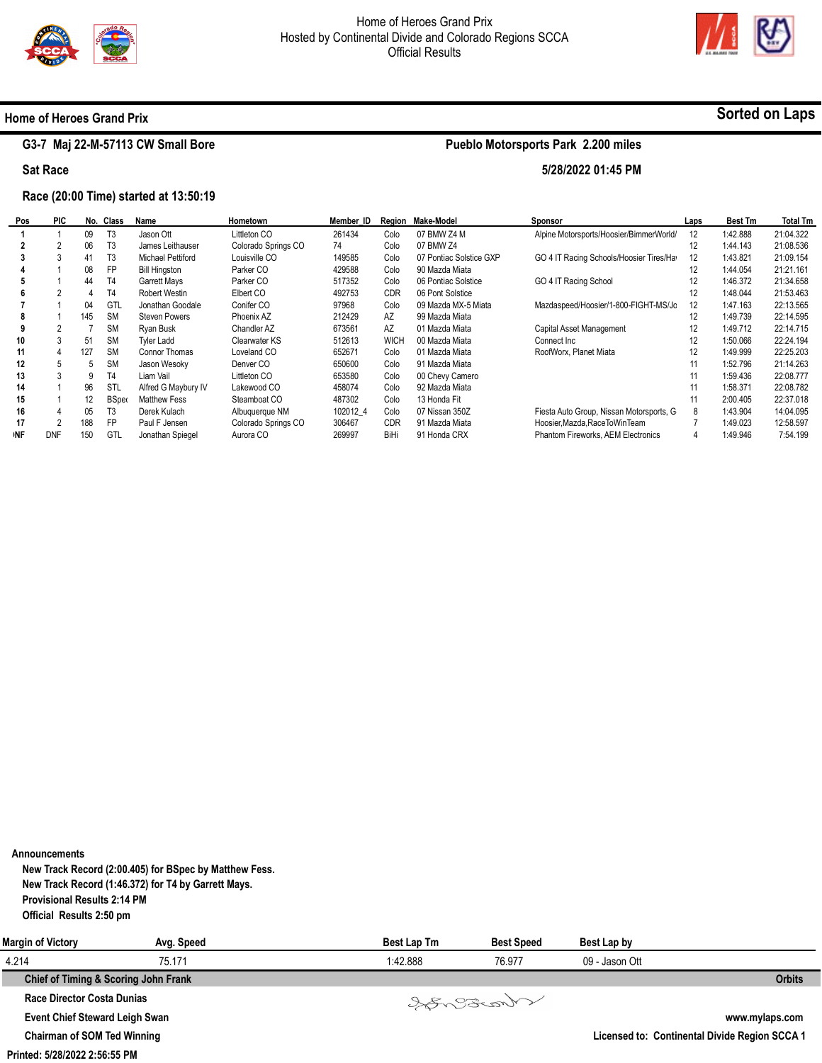# Home of Heroes Grand Prix
Hosted by Continental Divide and Colorado Regions SCCA
Official Results

## Home of Heroes Grand Prix

**Sorted on Laps**

**G3-7 Maj 22-M-57113 CW Small Bore** — **Pueblo Motorsports Park 2.200 miles**

**Sat Race** — **5/28/2022 01:45 PM**

**Race (20:00 Time) started at 13:50:19**

| Pos | PIC | No. | Class | Name | Hometown | Member_ID | Region | Make-Model | Sponsor | Laps | Best Tm | Total Tm |
|---|---|---|---|---|---|---|---|---|---|---|---|---|
| 1 | 1 | 09 | T3 | Jason Ott | Littleton CO | 261434 | Colo | 07 BMW Z4 M | Alpine Motorsports/Hoosier/BimmerWorld/ | 12 | 1:42.888 | 21:04.322 |
| 2 | 2 | 06 | T3 | James Leithauser | Colorado Springs CO | 74 | Colo | 07 BMW Z4 | | 12 | 1:44.143 | 21:08.536 |
| 3 | 3 | 41 | T3 | Michael Pettiford | Louisville CO | 149585 | Colo | 07 Pontiac Solstice GXP | GO 4 IT Racing Schools/Hoosier Tires/Ha | 12 | 1:43.821 | 21:09.154 |
| 4 | 1 | 08 | FP | Bill Hingston | Parker CO | 429588 | Colo | 90 Mazda Miata | | 12 | 1:44.054 | 21:21.161 |
| 5 | 1 | 44 | T4 | Garrett Mays | Parker CO | 517352 | Colo | 06 Pontiac Solstice | GO 4 IT Racing School | 12 | 1:46.372 | 21:34.658 |
| 6 | 2 | 4 | T4 | Robert Westin | Elbert CO | 492753 | CDR | 06 Pont Solstice | | 12 | 1:48.044 | 21:53.463 |
| 7 | 1 | 04 | GTL | Jonathan Goodale | Conifer CO | 97968 | Colo | 09 Mazda MX-5 Miata | Mazdaspeed/Hoosier/1-800-FIGHT-MS/Jo | 12 | 1:47.163 | 22:13.565 |
| 8 | 1 | 145 | SM | Steven Powers | Phoenix AZ | 212429 | AZ | 99 Mazda Miata | | 12 | 1:49.739 | 22:14.595 |
| 9 | 2 | 7 | SM | Ryan Busk | Chandler AZ | 673561 | AZ | 01 Mazda Miata | Capital Asset Management | 12 | 1:49.712 | 22:14.715 |
| 10 | 3 | 51 | SM | Tyler Ladd | Clearwater KS | 512613 | WICH | 00 Mazda Miata | Connect Inc | 12 | 1:50.066 | 22:24.194 |
| 11 | 4 | 127 | SM | Connor Thomas | Loveland CO | 652671 | Colo | 01 Mazda Miata | RoofWorx, Planet Miata | 12 | 1:49.999 | 22:25.203 |
| 12 | 5 | 5 | SM | Jason Wesoky | Denver CO | 650600 | Colo | 91 Mazda Miata | | 11 | 1:52.796 | 21:14.263 |
| 13 | 3 | 9 | T4 | Liam Vail | Littleton CO | 653580 | Colo | 00 Chevy Camero | | 11 | 1:59.436 | 22:08.777 |
| 14 | 1 | 96 | STL | Alfred G Maybury IV | Lakewood CO | 458074 | Colo | 92 Mazda Miata | | 11 | 1:58.371 | 22:08.782 |
| 15 | 1 | 12 | BSpec | Matthew Fess | Steamboat CO | 487302 | Colo | 13 Honda Fit | | 11 | 2:00.405 | 22:37.018 |
| 16 | 4 | 05 | T3 | Derek Kulach | Albuquerque NM | 102012_4 | Colo | 07 Nissan 350Z | Fiesta Auto Group, Nissan Motorsports, G | 8 | 1:43.904 | 14:04.095 |
| 17 | 2 | 188 | FP | Paul F Jensen | Colorado Springs CO | 306467 | CDR | 91 Mazda Miata | Hoosier,Mazda,RaceToWinTeam | 7 | 1:49.023 | 12:58.597 |
| DNF | DNF | 150 | GTL | Jonathan Spiegel | Aurora CO | 269997 | BiHi | 91 Honda CRX | Phantom Fireworks, AEM Electronics | 4 | 1:49.946 | 7:54.199 |

**Announcements**

**New Track Record (2:00.405) for BSpec by Matthew Fess.**
**New Track Record (1:46.372) for T4 by Garrett Mays.**
**Provisional Results 2:14 PM**
**Official Results 2:50 pm**

| Margin of Victory | Avg. Speed | Best Lap Tm | Best Speed | Best Lap by |
|---|---|---|---|---|
| 4.214 | 75.171 | 1:42.888 | 76.977 | 09 - Jason Ott |

**Chief of Timing & Scoring John Frank** — **Orbits**

**Race Director Costa Dunias**

**Event Chief Steward Leigh Swan** — **www.mylaps.com**

**Chairman of SOM Ted Winning** — **Licensed to: Continental Divide Region SCCA 1**

**Printed: 5/28/2022 2:56:55 PM**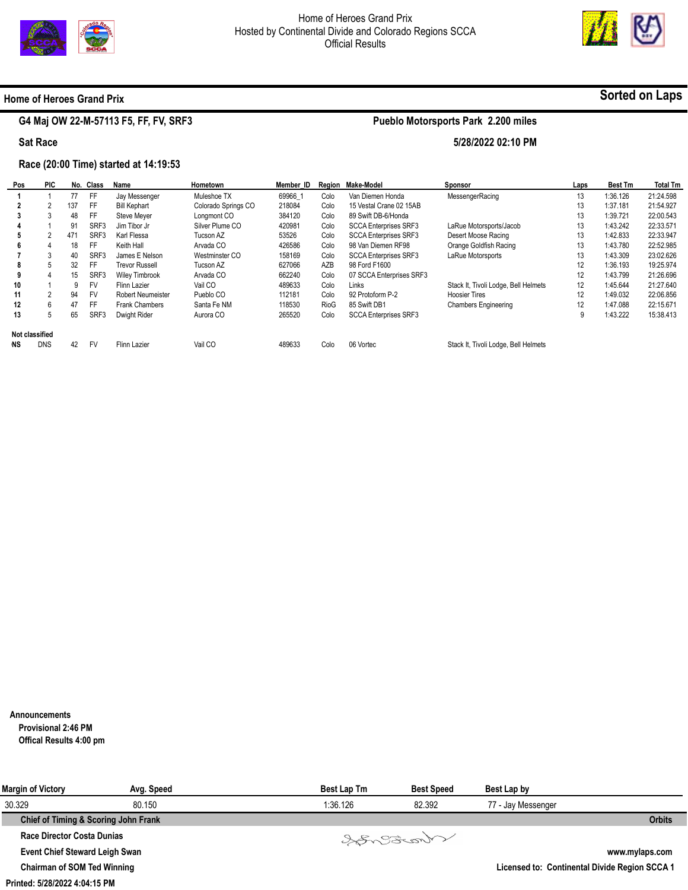Home of Heroes Grand Prix
Hosted by Continental Divide and Colorado Regions SCCA
Official Results

## Home of Heroes Grand Prix

**Sorted on Laps**

**G4 Maj OW 22-M-57113 F5, FF, FV, SRF3** — **Pueblo Motorsports Park 2.200 miles**

**Sat Race** — **5/28/2022 02:10 PM**

**Race (20:00 Time) started at 14:19:53**

| Pos | PIC | No. | Class | Name | Hometown | Member_ID | Region | Make-Model | Sponsor | Laps | Best Tm | Total Tm |
|---|---|---|---|---|---|---|---|---|---|---|---|---|
| 1 | 1 | 77 | FF | Jay Messenger | Muleshoe TX | 69966_1 | Colo | Van Diemen Honda | MessengerRacing | 13 | 1:36.126 | 21:24.598 |
| 2 | 2 | 137 | FF | Bill Kephart | Colorado Springs CO | 218084 | Colo | 15 Vestal Crane 02 15AB | | 13 | 1:37.181 | 21:54.927 |
| 3 | 3 | 48 | FF | Steve Meyer | Longmont CO | 384120 | Colo | 89 Swift DB-6/Honda | | 13 | 1:39.721 | 22:00.543 |
| 4 | 1 | 91 | SRF3 | Jim Tibor Jr | Silver Plume CO | 420981 | Colo | SCCA Enterprises SRF3 | LaRue Motorsports/Jacob | 13 | 1:43.242 | 22:33.571 |
| 5 | 2 | 471 | SRF3 | Karl Flessa | Tucson AZ | 53526 | Colo | SCCA Enterprises SRF3 | Desert Moose Racing | 13 | 1:42.833 | 22:33.947 |
| 6 | 4 | 18 | FF | Keith Hall | Arvada CO | 426586 | Colo | 98 Van Diemen RF98 | Orange Goldfish Racing | 13 | 1:43.780 | 22:52.985 |
| 7 | 3 | 40 | SRF3 | James E Nelson | Westminster CO | 158169 | Colo | SCCA Enterprises SRF3 | LaRue Motorsports | 13 | 1:43.309 | 23:02.626 |
| 8 | 5 | 32 | FF | Trevor Russell | Tucson AZ | 627066 | AZB | 98 Ford F1600 | | 12 | 1:36.193 | 19:25.974 |
| 9 | 4 | 15 | SRF3 | Wiley Timbrook | Arvada CO | 662240 | Colo | 07 SCCA Enterprises SRF3 | | 12 | 1:43.799 | 21:26.696 |
| 10 | 1 | 9 | FV | Flinn Lazier | Vail CO | 489633 | Colo | Links | Stack It, Tivoli Lodge, Bell Helmets | 12 | 1:45.644 | 21:27.640 |
| 11 | 2 | 94 | FV | Robert Neumeister | Pueblo CO | 112181 | Colo | 92 Protoform P-2 | Hoosier Tires | 12 | 1:49.032 | 22:06.856 |
| 12 | 6 | 47 | FF | Frank Chambers | Santa Fe NM | 118530 | RioG | 85 Swift DB1 | Chambers Engineering | 12 | 1:47.088 | 22:15.671 |
| 13 | 5 | 65 | SRF3 | Dwight Rider | Aurora CO | 265520 | Colo | SCCA Enterprises SRF3 | | 9 | 1:43.222 | 15:38.413 |
| **Not classified** | | | | | | | | | | | | |
| NS | DNS | 42 | FV | Flinn Lazier | Vail CO | 489633 | Colo | 06 Vortec | Stack It, Tivoli Lodge, Bell Helmets | | | |

**Announcements**

**Provisional 2:46 PM**

**Offical Results 4:00 pm**

| Margin of Victory | Avg. Speed | Best Lap Tm | Best Speed | Best Lap by |
|---|---|---|---|---|
| 30.329 | 80.150 | 1:36.126 | 82.392 | 77 - Jay Messenger |

**Chief of Timing & Scoring John Frank**

**Race Director Costa Dunias**

**Event Chief Steward Leigh Swan**

**Chairman of SOM Ted Winning**

**Orbits**

**www.mylaps.com**

**Licensed to: Continental Divide Region SCCA 1**

**Printed: 5/28/2022 4:04:15 PM**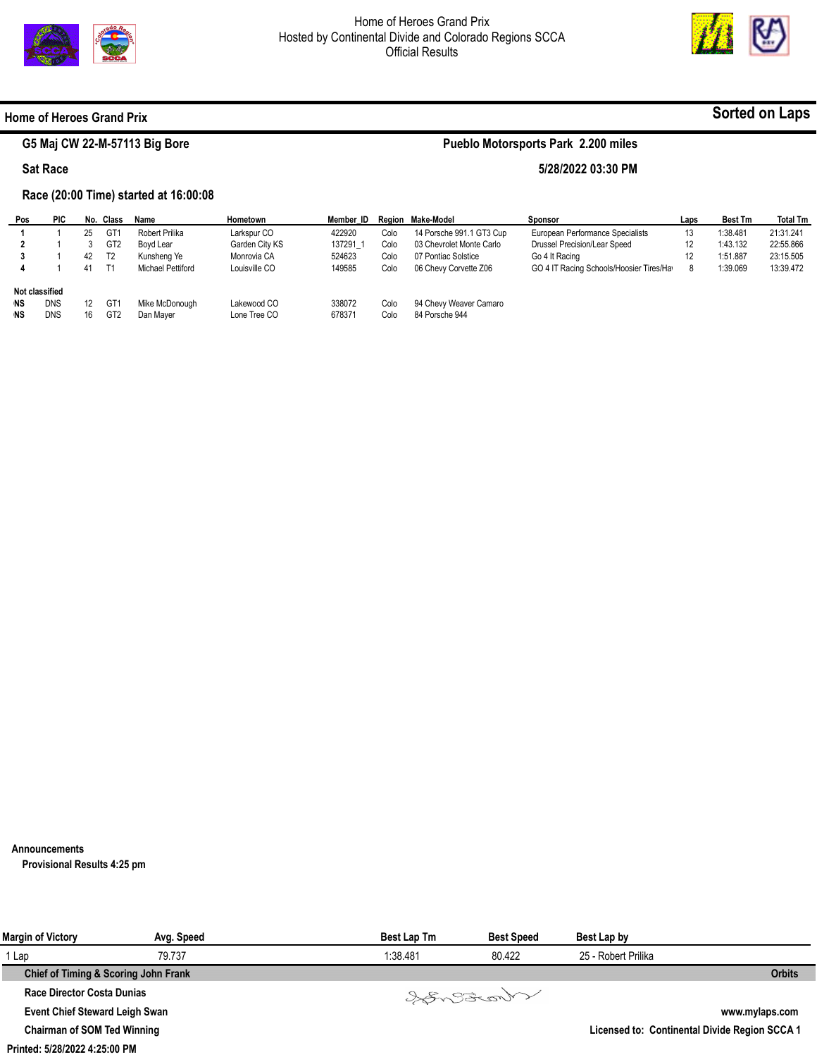Home of Heroes Grand Prix
Hosted by Continental Divide and Colorado Regions SCCA
Official Results

## Home of Heroes Grand Prix

**Sorted on Laps**

**G5 Maj CW 22-M-57113 Big Bore** — **Pueblo Motorsports Park 2.200 miles**

**Sat Race** — **5/28/2022 03:30 PM**

**Race (20:00 Time) started at 16:00:08**

| Pos | PIC | No. | Class | Name | Hometown | Member_ID | Region | Make-Model | Sponsor | Laps | Best Tm | Total Tm |
|---|---|---|---|---|---|---|---|---|---|---|---|---|
| 1 | 1 | 25 | GT1 | Robert Prilika | Larkspur CO | 422920 | Colo | 14 Porsche 991.1 GT3 Cup | European Performance Specialists | 13 | 1:38.481 | 21:31.241 |
| 2 | 1 | 3 | GT2 | Boyd Lear | Garden City KS | 137291_1 | Colo | 03 Chevrolet Monte Carlo | Drussel Precision/Lear Speed | 12 | 1:43.132 | 22:55.866 |
| 3 | 1 | 42 | T2 | Kunsheng Ye | Monrovia CA | 524623 | Colo | 07 Pontiac Solstice | Go 4 It Racing | 12 | 1:51.887 | 23:15.505 |
| 4 | 1 | 41 | T1 | Michael Pettiford | Louisville CO | 149585 | Colo | 06 Chevy Corvette Z06 | GO 4 IT Racing Schools/Hoosier Tires/Ha | 8 | 1:39.069 | 13:39.472 |
| **Not classified** | | | | | | | | | | | | |
| NS | DNS | 12 | GT1 | Mike McDonough | Lakewood CO | 338072 | Colo | 94 Chevy Weaver Camaro | | | | |
| NS | DNS | 16 | GT2 | Dan Mayer | Lone Tree CO | 678371 | Colo | 84 Porsche 944 | | | | |

**Announcements**

**Provisional Results 4:25 pm**

| Margin of Victory | Avg. Speed | Best Lap Tm | Best Speed | Best Lap by |
|---|---|---|---|---|
| 1 Lap | 79.737 | 1:38.481 | 80.422 | 25 - Robert Prilika |

**Chief of Timing & Scoring John Frank** — **Orbits**

**Race Director Costa Dunias**

**Event Chief Steward Leigh Swan** — **www.mylaps.com**

**Chairman of SOM Ted Winning** — **Licensed to: Continental Divide Region SCCA 1**

**Printed: 5/28/2022 4:25:00 PM**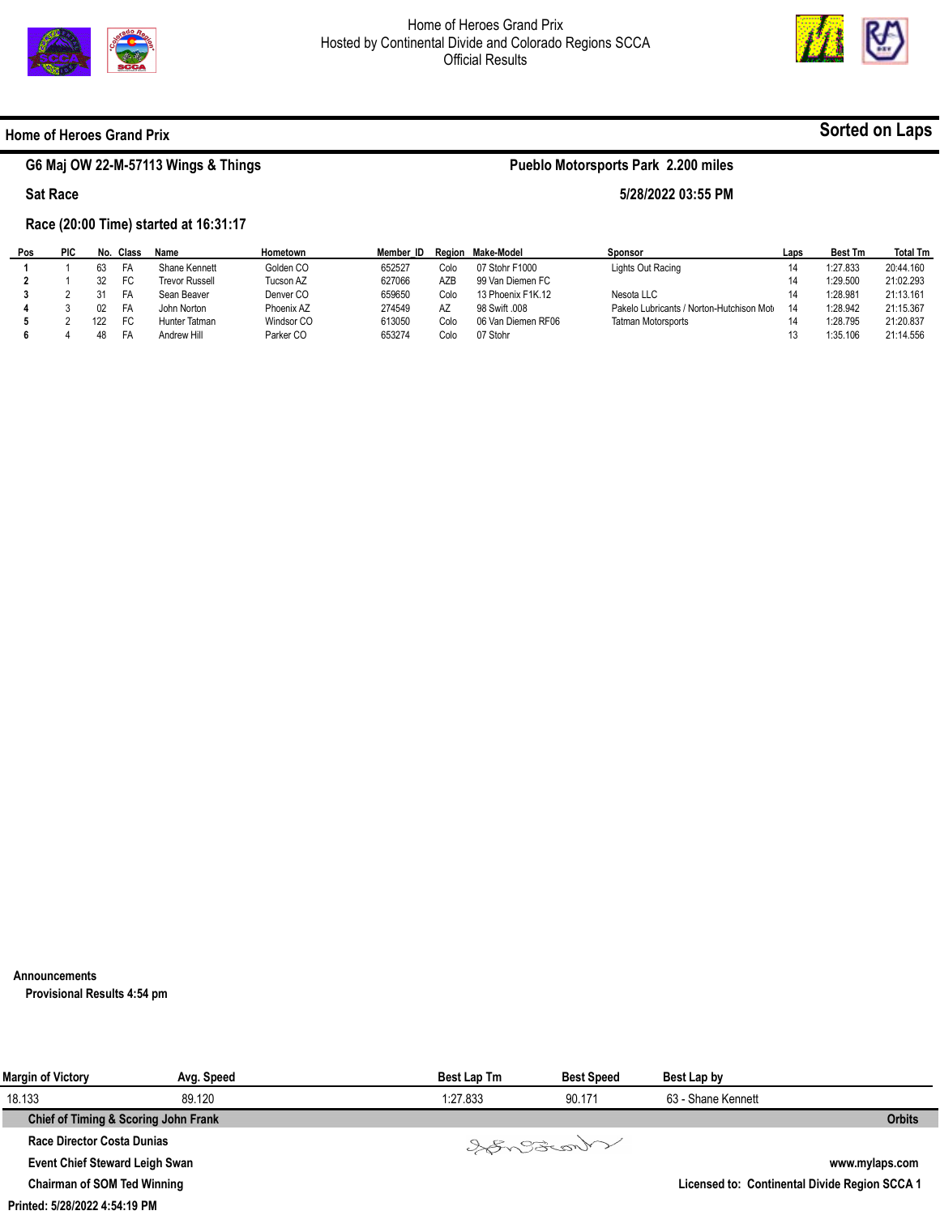Home of Heroes Grand Prix
Hosted by Continental Divide and Colorado Regions SCCA
Official Results

## Home of Heroes Grand Prix

**Sorted on Laps**

**G6 Maj OW 22-M-57113 Wings & Things** — **Pueblo Motorsports Park 2.200 miles**

**Sat Race** — **5/28/2022 03:55 PM**

**Race (20:00 Time) started at 16:31:17**

| Pos | PIC | No. | Class | Name | Hometown | Member_ID | Region | Make-Model | Sponsor | Laps | Best Tm | Total Tm |
|---|---|---|---|---|---|---|---|---|---|---|---|---|
| 1 | 1 | 63 | FA | Shane Kennett | Golden CO | 652527 | Colo | 07 Stohr F1000 | Lights Out Racing | 14 | 1:27.833 | 20:44.160 |
| 2 | 1 | 32 | FC | Trevor Russell | Tucson AZ | 627066 | AZB | 99 Van Diemen FC | | 14 | 1:29.500 | 21:02.293 |
| 3 | 2 | 31 | FA | Sean Beaver | Denver CO | 659650 | Colo | 13 Phoenix F1K.12 | Nesota LLC | 14 | 1:28.981 | 21:13.161 |
| 4 | 3 | 02 | FA | John Norton | Phoenix AZ | 274549 | AZ | 98 Swift .008 | Pakelo Lubricants / Norton-Hutchison Moto | 14 | 1:28.942 | 21:15.367 |
| 5 | 2 | 122 | FC | Hunter Tatman | Windsor CO | 613050 | Colo | 06 Van Diemen RF06 | Tatman Motorsports | 14 | 1:28.795 | 21:20.837 |
| 6 | 4 | 48 | FA | Andrew Hill | Parker CO | 653274 | Colo | 07 Stohr | | 13 | 1:35.106 | 21:14.556 |

**Announcements**

**Provisional Results 4:54 pm**

| Margin of Victory | Avg. Speed | Best Lap Tm | Best Speed | Best Lap by |
|---|---|---|---|---|
| 18.133 | 89.120 | 1:27.833 | 90.171 | 63 - Shane Kennett |

**Chief of Timing & Scoring John Frank** — **Orbits**

**Race Director Costa Dunias**

**Event Chief Steward Leigh Swan** — **www.mylaps.com**

**Chairman of SOM Ted Winning** — **Licensed to: Continental Divide Region SCCA 1**

**Printed: 5/28/2022 4:54:19 PM**